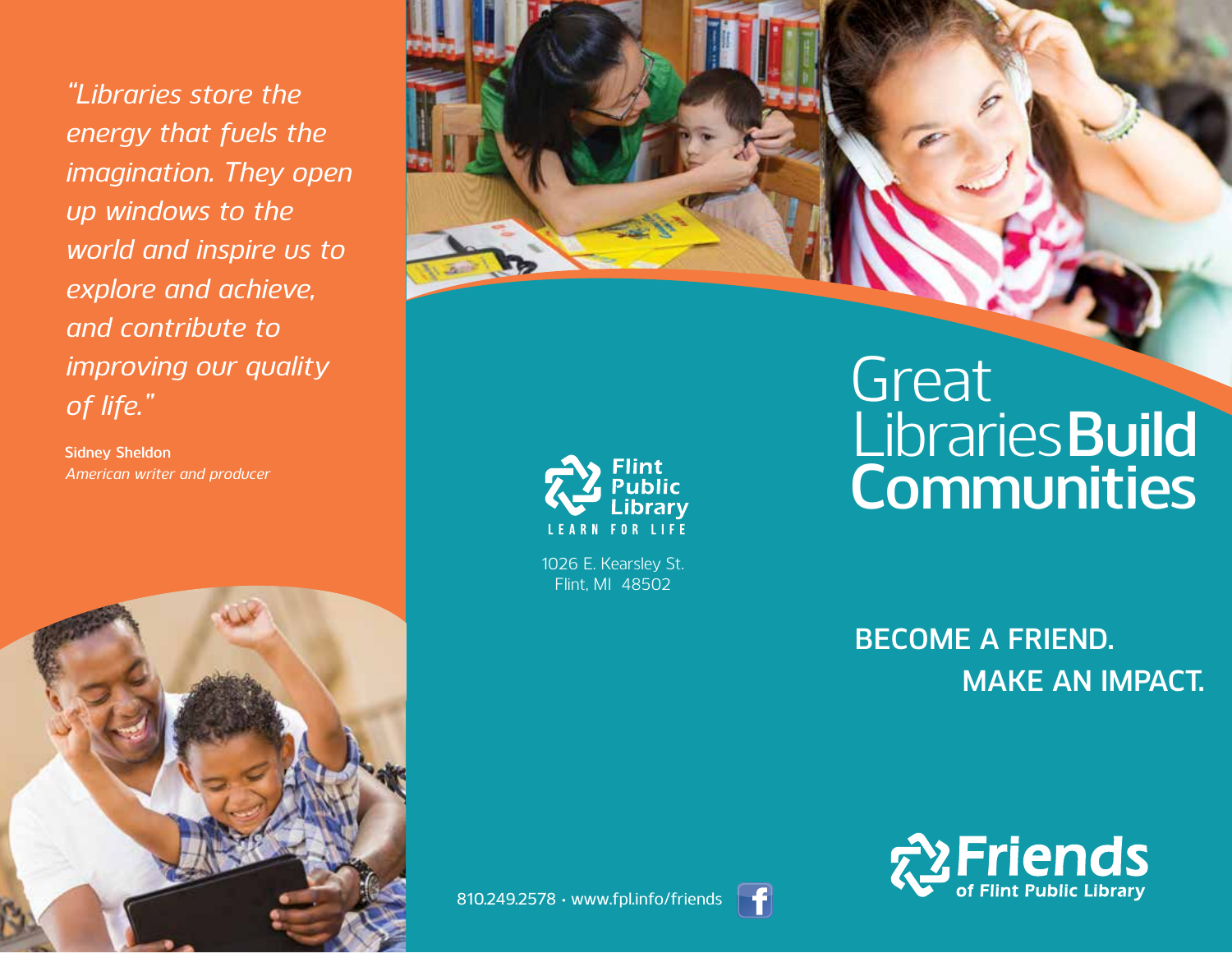*"Libraries store the energy that fuels the imagination. They open up windows to the world and inspire us to explore and achieve, and contribute to improving our quality of life."*

**Sidney Sheldon**
*American writer and producer*

**Flint Public Library**
LEARN FOR LIFE

1026 E. Kearsley St.
Flint, MI 48502

810.249.2578 • www.fpl.info/friends

# Great Libraries **Build Communities**

## BECOME A FRIEND. MAKE AN IMPACT.

**Friends of Flint Public Library**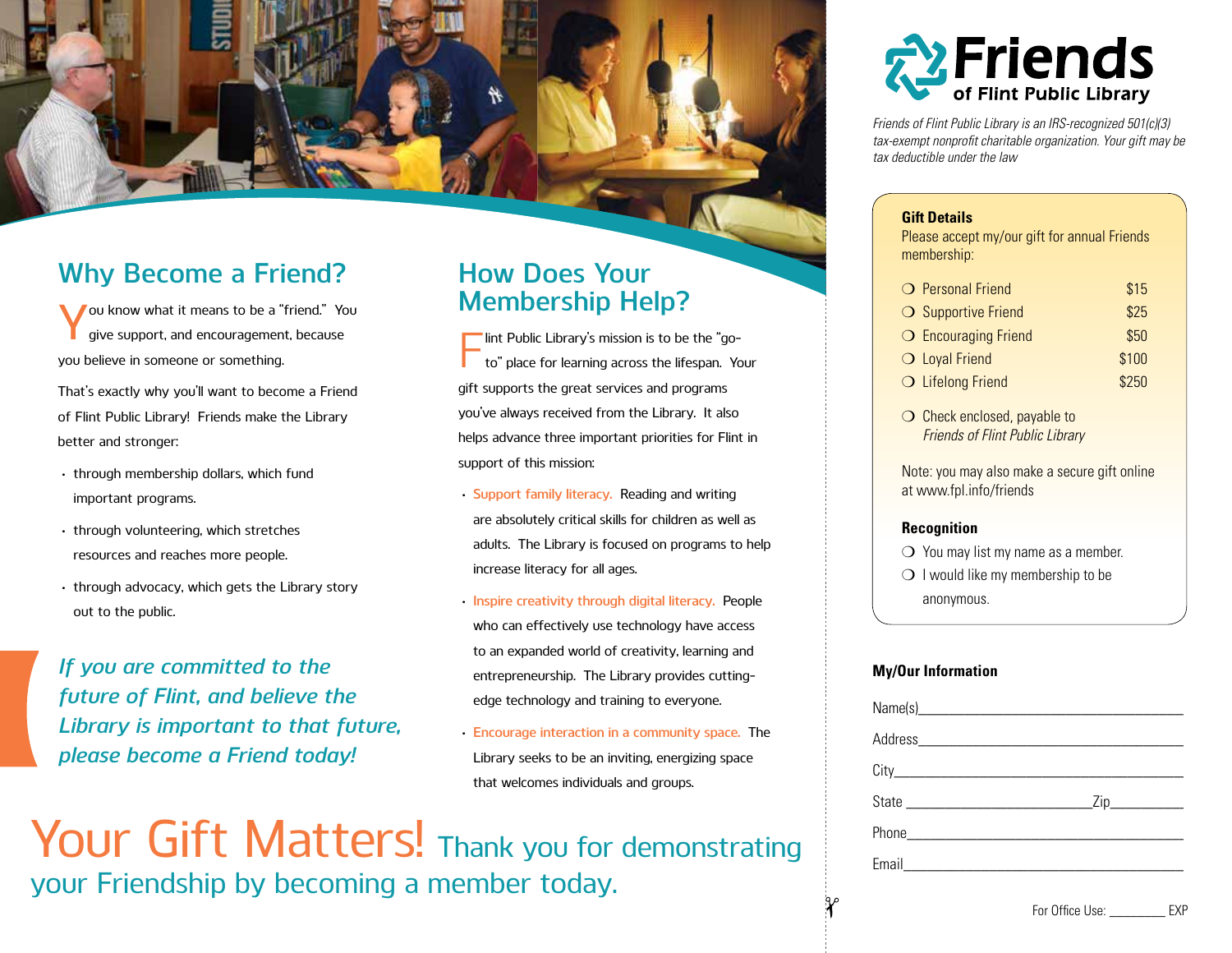## Why Become a Friend?

You know what it means to be a "friend." You give support, and encouragement, because you believe in someone or something.

That's exactly why you'll want to become a Friend of Flint Public Library! Friends make the Library better and stronger:

- through membership dollars, which fund important programs.
- through volunteering, which stretches resources and reaches more people.
- through advocacy, which gets the Library story out to the public.

*If you are committed to the future of Flint, and believe the Library is important to that future, please become a Friend today!*

## How Does Your Membership Help?

Flint Public Library's mission is to be the "go-to" place for learning across the lifespan. Your gift supports the great services and programs you've always received from the Library. It also helps advance three important priorities for Flint in support of this mission:

- Support family literacy. Reading and writing are absolutely critical skills for children as well as adults. The Library is focused on programs to help increase literacy for all ages.
- Inspire creativity through digital literacy. People who can effectively use technology have access to an expanded world of creativity, learning and entrepreneurship. The Library provides cutting-edge technology and training to everyone.
- Encourage interaction in a community space. The Library seeks to be an inviting, energizing space that welcomes individuals and groups.

# Your Gift Matters! Thank you for demonstrating your Friendship by becoming a member today.

**Friends of Flint Public Library**

*Friends of Flint Public Library is an IRS-recognized 501(c)(3) tax-exempt nonprofit charitable organization. Your gift may be tax deductible under the law*

**Gift Details**

Please accept my/our gift for annual Friends membership:

| | |
|---|---|
| ❍ Personal Friend | $15 |
| ❍ Supportive Friend | $25 |
| ❍ Encouraging Friend | $50 |
| ❍ Loyal Friend | $100 |
| ❍ Lifelong Friend | $250 |

❍ Check enclosed, payable to *Friends of Flint Public Library*

Note: you may also make a secure gift online at www.fpl.info/friends

**Recognition**

❍ You may list my name as a member.

❍ I would like my membership to be anonymous.

**My/Our Information**

Name(s)\_\_\_\_\_\_\_\_\_\_\_\_\_\_\_\_\_\_\_\_\_\_\_\_\_\_\_\_\_\_

Address\_\_\_\_\_\_\_\_\_\_\_\_\_\_\_\_\_\_\_\_\_\_\_\_\_\_\_\_\_\_

City\_\_\_\_\_\_\_\_\_\_\_\_\_\_\_\_\_\_\_\_\_\_\_\_\_\_\_\_\_\_

State \_\_\_\_\_\_\_\_\_\_\_\_\_\_\_\_\_\_\_\_ Zip\_\_\_\_\_\_\_\_\_\_

Phone\_\_\_\_\_\_\_\_\_\_\_\_\_\_\_\_\_\_\_\_\_\_\_\_\_\_\_\_\_\_

Email\_\_\_\_\_\_\_\_\_\_\_\_\_\_\_\_\_\_\_\_\_\_\_\_\_\_\_\_\_\_

For Office Use: \_\_\_\_\_\_\_\_ EXP